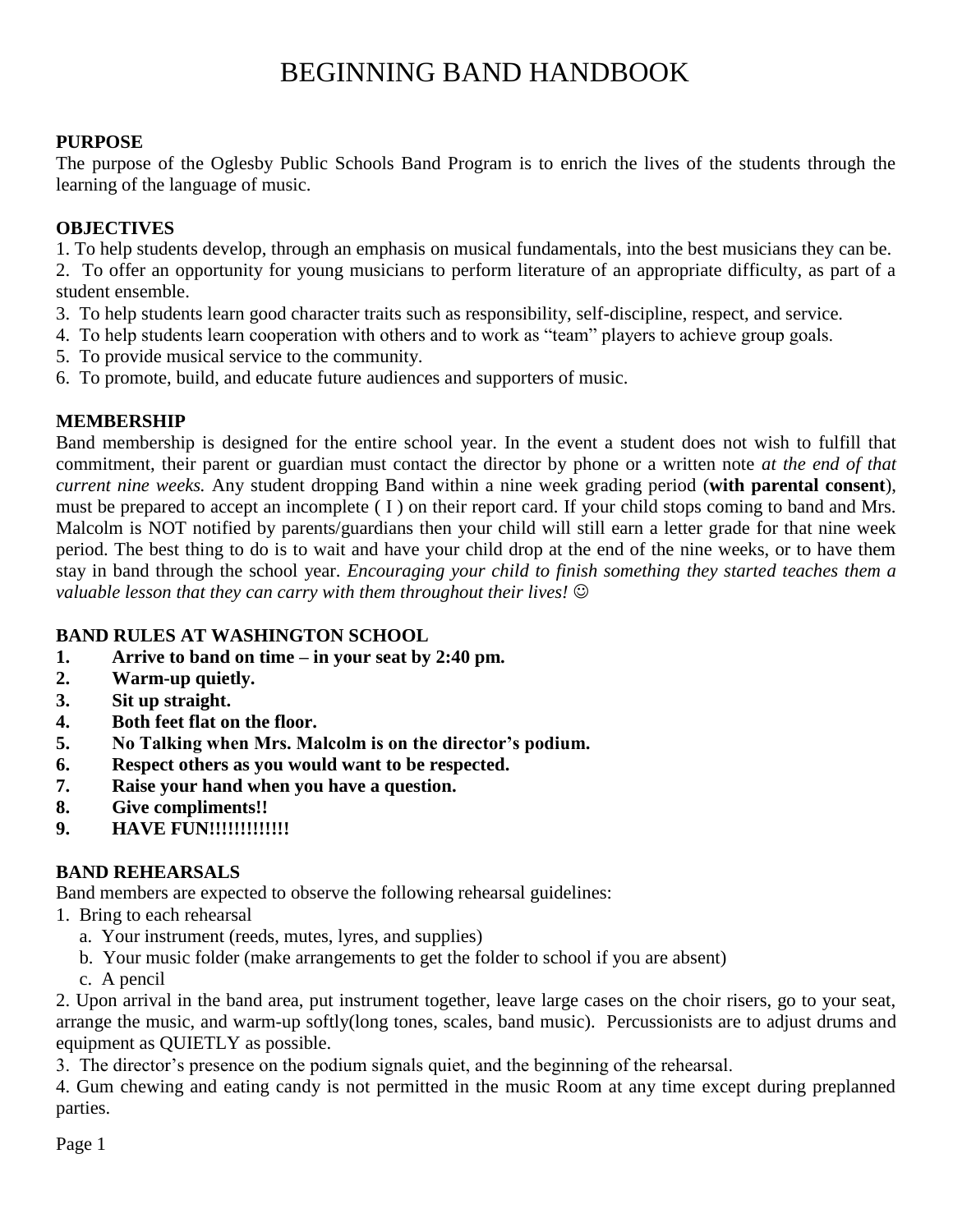# BEGINNING BAND HANDBOOK

**PURPOSE**

The purpose of the Oglesby Public Schools Band Program is to enrich the lives of the students through the learning of the language of music.

**OBJECTIVES**

1. To help students develop, through an emphasis on musical fundamentals, into the best musicians they can be.
2. To offer an opportunity for young musicians to perform literature of an appropriate difficulty, as part of a student ensemble.
3. To help students learn good character traits such as responsibility, self-discipline, respect, and service.
4. To help students learn cooperation with others and to work as "team" players to achieve group goals.
5. To provide musical service to the community.
6. To promote, build, and educate future audiences and supporters of music.

**MEMBERSHIP**

Band membership is designed for the entire school year. In the event a student does not wish to fulfill that commitment, their parent or guardian must contact the director by phone or a written note *at the end of that current nine weeks.* Any student dropping Band within a nine week grading period (**with parental consent**), must be prepared to accept an incomplete ( I ) on their report card. If your child stops coming to band and Mrs. Malcolm is NOT notified by parents/guardians then your child will still earn a letter grade for that nine week period. The best thing to do is to wait and have your child drop at the end of the nine weeks, or to have them stay in band through the school year. *Encouraging your child to finish something they started teaches them a valuable lesson that they can carry with them throughout their lives!* ☺

**BAND RULES AT WASHINGTON SCHOOL**

1. **Arrive to band on time – in your seat by 2:40 pm.**
2. **Warm-up quietly.**
3. **Sit up straight.**
4. **Both feet flat on the floor.**
5. **No Talking when Mrs. Malcolm is on the director's podium.**
6. **Respect others as you would want to be respected.**
7. **Raise your hand when you have a question.**
8. **Give compliments!!**
9. **HAVE FUN!!!!!!!!!!!!!**

**BAND REHEARSALS**

Band members are expected to observe the following rehearsal guidelines:

1. Bring to each rehearsal
   a. Your instrument (reeds, mutes, lyres, and supplies)
   b. Your music folder (make arrangements to get the folder to school if you are absent)
   c. A pencil
2. Upon arrival in the band area, put instrument together, leave large cases on the choir risers, go to your seat, arrange the music, and warm-up softly(long tones, scales, band music). Percussionists are to adjust drums and equipment as QUIETLY as possible.
3. The director's presence on the podium signals quiet, and the beginning of the rehearsal.
4. Gum chewing and eating candy is not permitted in the music Room at any time except during preplanned parties.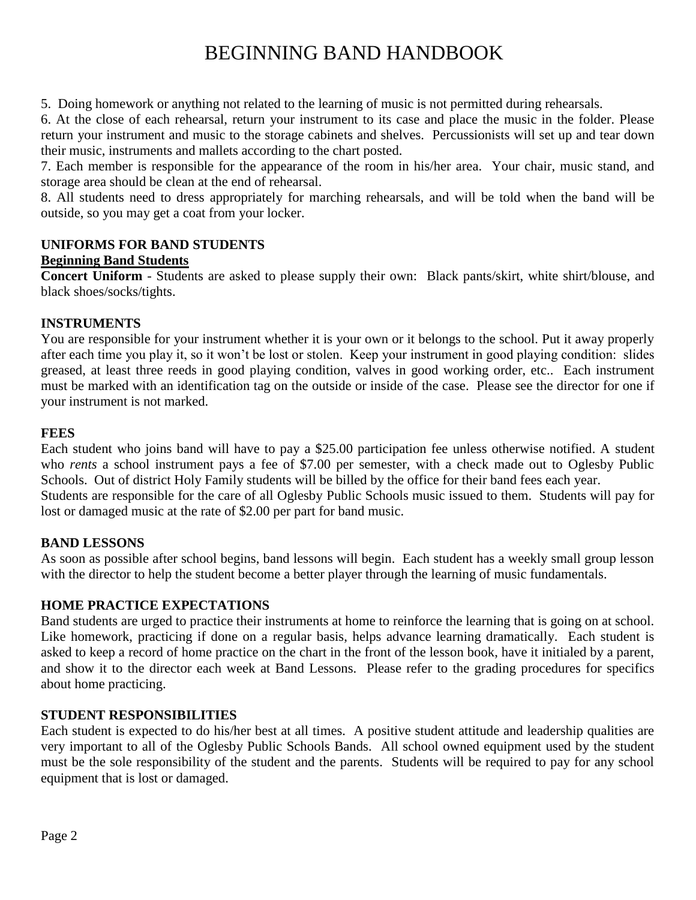5. Doing homework or anything not related to the learning of music is not permitted during rehearsals.

6. At the close of each rehearsal, return your instrument to its case and place the music in the folder. Please return your instrument and music to the storage cabinets and shelves. Percussionists will set up and tear down their music, instruments and mallets according to the chart posted.

7. Each member is responsible for the appearance of the room in his/her area. Your chair, music stand, and storage area should be clean at the end of rehearsal.

8. All students need to dress appropriately for marching rehearsals, and will be told when the band will be outside, so you may get a coat from your locker.

**UNIFORMS FOR BAND STUDENTS**

**Beginning Band Students**

**Concert Uniform** - Students are asked to please supply their own: Black pants/skirt, white shirt/blouse, and black shoes/socks/tights.

**INSTRUMENTS**

You are responsible for your instrument whether it is your own or it belongs to the school. Put it away properly after each time you play it, so it won't be lost or stolen. Keep your instrument in good playing condition: slides greased, at least three reeds in good playing condition, valves in good working order, etc.. Each instrument must be marked with an identification tag on the outside or inside of the case. Please see the director for one if your instrument is not marked.

**FEES**

Each student who joins band will have to pay a $25.00 participation fee unless otherwise notified. A student who *rents* a school instrument pays a fee of $7.00 per semester, with a check made out to Oglesby Public Schools. Out of district Holy Family students will be billed by the office for their band fees each year.
Students are responsible for the care of all Oglesby Public Schools music issued to them. Students will pay for lost or damaged music at the rate of $2.00 per part for band music.

**BAND LESSONS**

As soon as possible after school begins, band lessons will begin. Each student has a weekly small group lesson with the director to help the student become a better player through the learning of music fundamentals.

**HOME PRACTICE EXPECTATIONS**

Band students are urged to practice their instruments at home to reinforce the learning that is going on at school. Like homework, practicing if done on a regular basis, helps advance learning dramatically. Each student is asked to keep a record of home practice on the chart in the front of the lesson book, have it initialed by a parent, and show it to the director each week at Band Lessons. Please refer to the grading procedures for specifics about home practicing.

**STUDENT RESPONSIBILITIES**

Each student is expected to do his/her best at all times. A positive student attitude and leadership qualities are very important to all of the Oglesby Public Schools Bands. All school owned equipment used by the student must be the sole responsibility of the student and the parents. Students will be required to pay for any school equipment that is lost or damaged.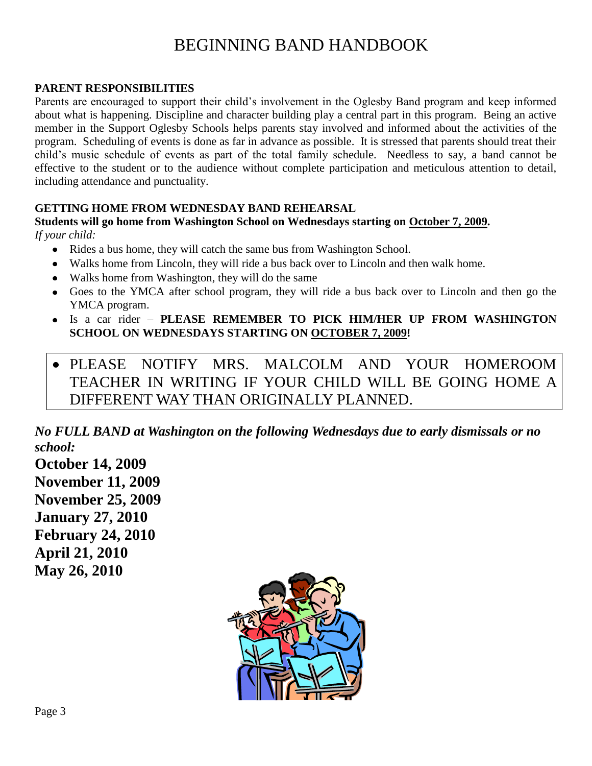# BEGINNING BAND HANDBOOK

**PARENT RESPONSIBILITIES**

Parents are encouraged to support their child's involvement in the Oglesby Band program and keep informed about what is happening. Discipline and character building play a central part in this program. Being an active member in the Support Oglesby Schools helps parents stay involved and informed about the activities of the program. Scheduling of events is done as far in advance as possible. It is stressed that parents should treat their child's music schedule of events as part of the total family schedule. Needless to say, a band cannot be effective to the student or to the audience without complete participation and meticulous attention to detail, including attendance and punctuality.

**GETTING HOME FROM WEDNESDAY BAND REHEARSAL**

**Students will go home from Washington School on Wednesdays starting on <u>October 7, 2009</u>.**

*If your child:*

- Rides a bus home, they will catch the same bus from Washington School.
- Walks home from Lincoln, they will ride a bus back over to Lincoln and then walk home.
- Walks home from Washington, they will do the same
- Goes to the YMCA after school program, they will ride a bus back over to Lincoln and then go the YMCA program.
- Is a car rider – **PLEASE REMEMBER TO PICK HIM/HER UP FROM WASHINGTON SCHOOL ON WEDNESDAYS STARTING ON <u>OCTOBER 7, 2009</u>!**

- PLEASE NOTIFY MRS. MALCOLM AND YOUR HOMEROOM TEACHER IN WRITING IF YOUR CHILD WILL BE GOING HOME A DIFFERENT WAY THAN ORIGINALLY PLANNED.

***No FULL BAND at Washington on the following Wednesdays due to early dismissals or no school:***

**October 14, 2009**  
**November 11, 2009**  
**November 25, 2009**  
**January 27, 2010**  
**February 24, 2010**  
**April 21, 2010**  
**May 26, 2010**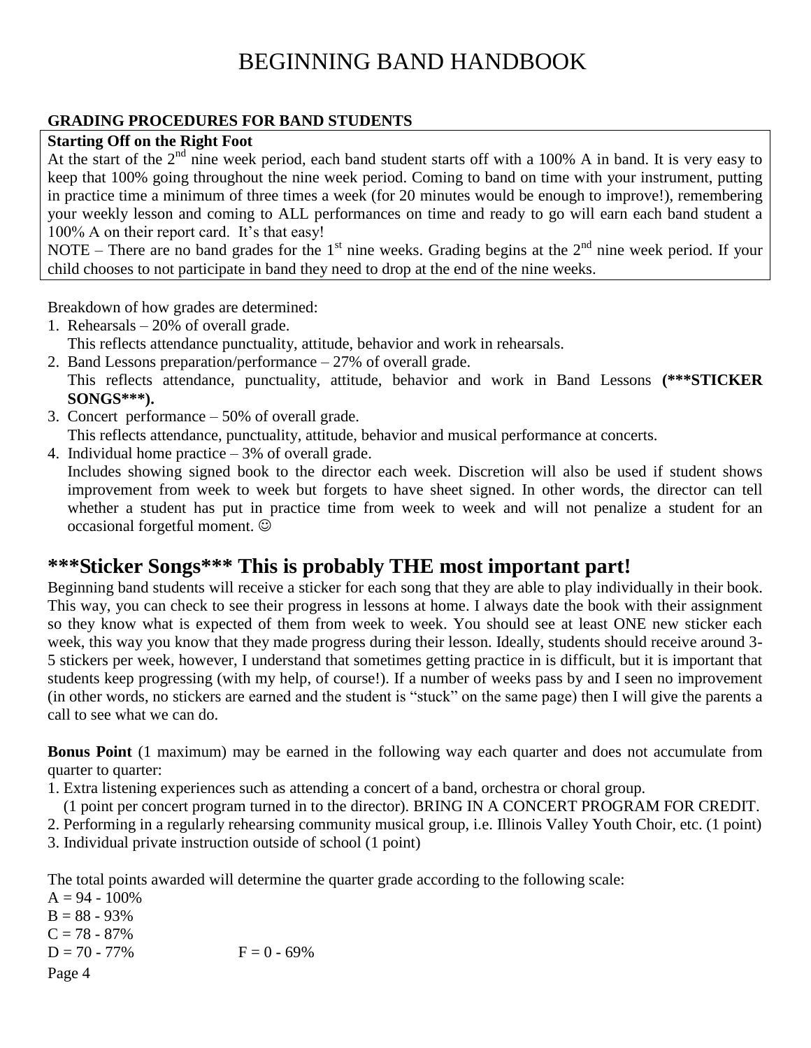# BEGINNING BAND HANDBOOK

**GRADING PROCEDURES FOR BAND STUDENTS**

**Starting Off on the Right Foot**

At the start of the 2nd nine week period, each band student starts off with a 100% A in band. It is very easy to keep that 100% going throughout the nine week period. Coming to band on time with your instrument, putting in practice time a minimum of three times a week (for 20 minutes would be enough to improve!), remembering your weekly lesson and coming to ALL performances on time and ready to go will earn each band student a 100% A on their report card. It's that easy!

NOTE – There are no band grades for the 1st nine weeks. Grading begins at the 2nd nine week period. If your child chooses to not participate in band they need to drop at the end of the nine weeks.

Breakdown of how grades are determined:

1. Rehearsals – 20% of overall grade.
   This reflects attendance punctuality, attitude, behavior and work in rehearsals.
2. Band Lessons preparation/performance – 27% of overall grade.
   This reflects attendance, punctuality, attitude, behavior and work in Band Lessons **(***STICKER SONGS***).**
3. Concert performance – 50% of overall grade.
   This reflects attendance, punctuality, attitude, behavior and musical performance at concerts.
4. Individual home practice – 3% of overall grade.
   Includes showing signed book to the director each week. Discretion will also be used if student shows improvement from week to week but forgets to have sheet signed. In other words, the director can tell whether a student has put in practice time from week to week and will not penalize a student for an occasional forgetful moment. ☺

## ***Sticker Songs*** This is probably THE most important part!

Beginning band students will receive a sticker for each song that they are able to play individually in their book. This way, you can check to see their progress in lessons at home. I always date the book with their assignment so they know what is expected of them from week to week. You should see at least ONE new sticker each week, this way you know that they made progress during their lesson. Ideally, students should receive around 3-5 stickers per week, however, I understand that sometimes getting practice in is difficult, but it is important that students keep progressing (with my help, of course!). If a number of weeks pass by and I seen no improvement (in other words, no stickers are earned and the student is "stuck" on the same page) then I will give the parents a call to see what we can do.

**Bonus Point** (1 maximum) may be earned in the following way each quarter and does not accumulate from quarter to quarter:

1. Extra listening experiences such as attending a concert of a band, orchestra or choral group.
   (1 point per concert program turned in to the director). BRING IN A CONCERT PROGRAM FOR CREDIT.
2. Performing in a regularly rehearsing community musical group, i.e. Illinois Valley Youth Choir, etc. (1 point)
3. Individual private instruction outside of school (1 point)

The total points awarded will determine the quarter grade according to the following scale:

A = 94 - 100%
B = 88 - 93%
C = 78 - 87%
D = 70 - 77%
F = 0 - 69%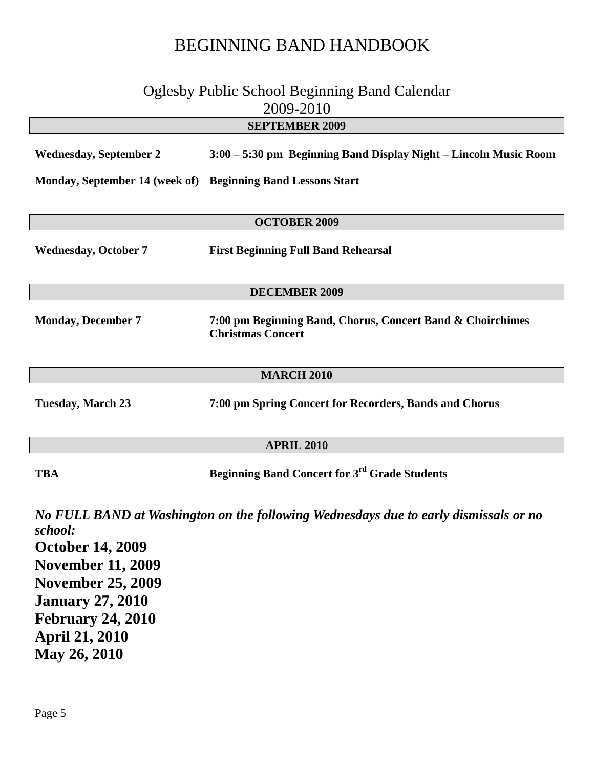# BEGINNING BAND HANDBOOK

## Oglesby Public School Beginning Band Calendar 2009-2010

### SEPTEMBER 2009

| | |
|---|---|
| **Wednesday, September 2** | **3:00 – 5:30 pm Beginning Band Display Night – Lincoln Music Room** |
| **Monday, September 14 (week of)** | **Beginning Band Lessons Start** |

### OCTOBER 2009

| | |
|---|---|
| **Wednesday, October 7** | **First Beginning Full Band Rehearsal** |

### DECEMBER 2009

| | |
|---|---|
| **Monday, December 7** | **7:00 pm Beginning Band, Chorus, Concert Band & Choirchimes Christmas Concert** |

### MARCH 2010

| | |
|---|---|
| **Tuesday, March 23** | **7:00 pm Spring Concert for Recorders, Bands and Chorus** |

### APRIL 2010

| | |
|---|---|
| **TBA** | **Beginning Band Concert for 3rd Grade Students** |

***No FULL BAND at Washington on the following Wednesdays due to early dismissals or no school:***

**October 14, 2009**
**November 11, 2009**
**November 25, 2009**
**January 27, 2010**
**February 24, 2010**
**April 21, 2010**
**May 26, 2010**